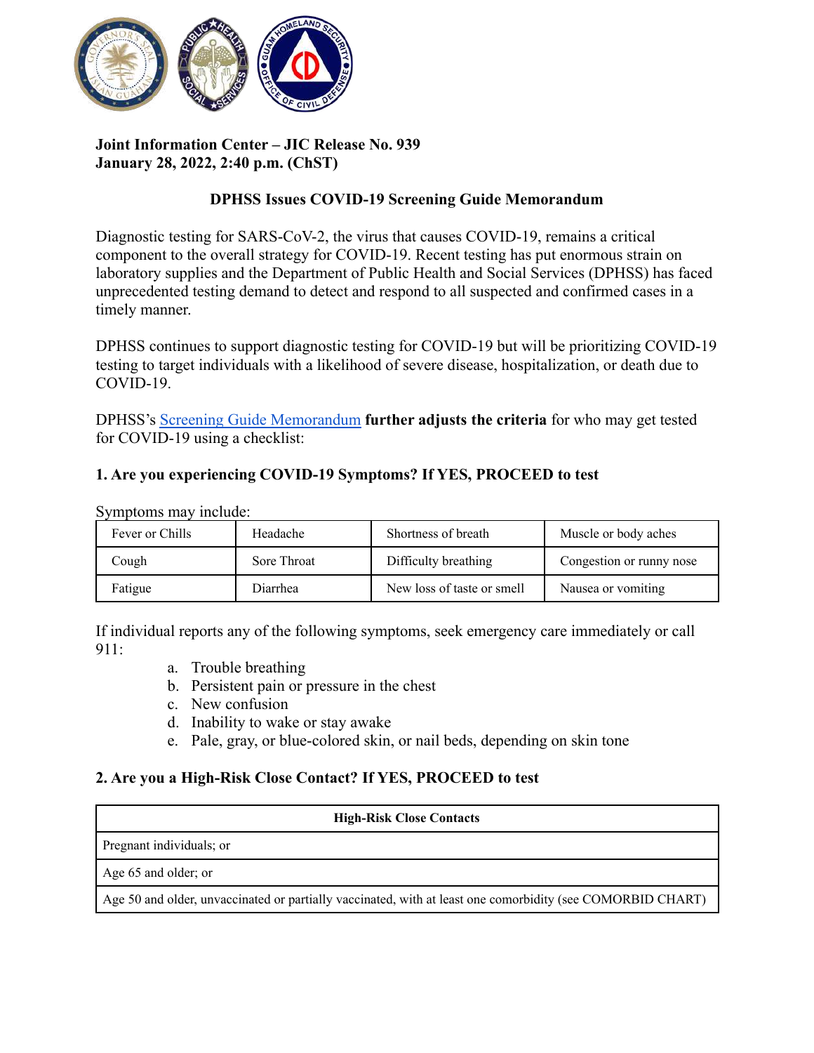**Joint Information Center – JIC Release No. 939**
**January 28, 2022, 2:40 p.m. (ChST)**

## DPHSS Issues COVID-19 Screening Guide Memorandum

Diagnostic testing for SARS-CoV-2, the virus that causes COVID-19, remains a critical component to the overall strategy for COVID-19. Recent testing has put enormous strain on laboratory supplies and the Department of Public Health and Social Services (DPHSS) has faced unprecedented testing demand to detect and respond to all suspected and confirmed cases in a timely manner.

DPHSS continues to support diagnostic testing for COVID-19 but will be prioritizing COVID-19 testing to target individuals with a likelihood of severe disease, hospitalization, or death due to COVID-19.

DPHSS's Screening Guide Memorandum **further adjusts the criteria** for who may get tested for COVID-19 using a checklist:

### 1. Are you experiencing COVID-19 Symptoms? If YES, PROCEED to test

Symptoms may include:

| Fever or Chills | Headache | Shortness of breath | Muscle or body aches |
|---|---|---|---|
| Cough | Sore Throat | Difficulty breathing | Congestion or runny nose |
| Fatigue | Diarrhea | New loss of taste or smell | Nausea or vomiting |

If individual reports any of the following symptoms, seek emergency care immediately or call 911:

a. Trouble breathing
b. Persistent pain or pressure in the chest
c. New confusion
d. Inability to wake or stay awake
e. Pale, gray, or blue-colored skin, or nail beds, depending on skin tone

### 2. Are you a High-Risk Close Contact? If YES, PROCEED to test

| High-Risk Close Contacts |
|---|
| Pregnant individuals; or |
| Age 65 and older; or |
| Age 50 and older, unvaccinated or partially vaccinated, with at least one comorbidity (see COMORBID CHART) |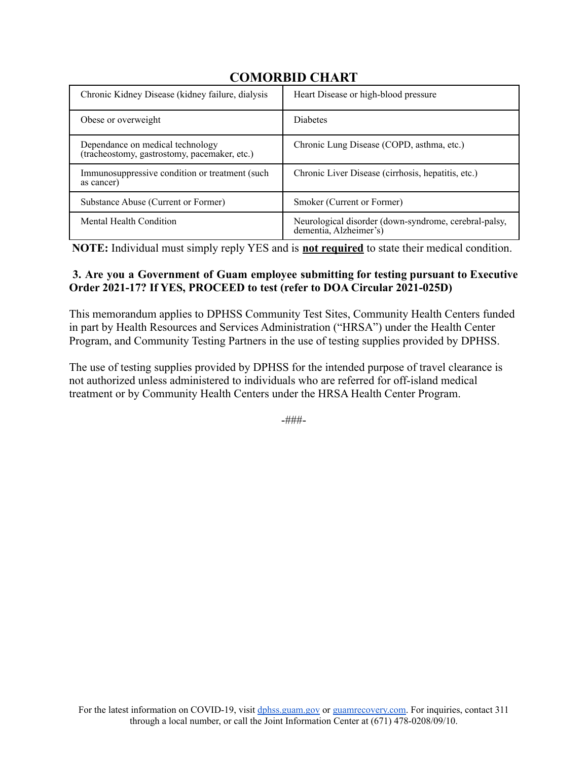## COMORBID CHART

| | |
|---|---|
| Chronic Kidney Disease (kidney failure, dialysis | Heart Disease or high-blood pressure |
| Obese or overweight | Diabetes |
| Dependance on medical technology (tracheostomy, gastrostomy, pacemaker, etc.) | Chronic Lung Disease (COPD, asthma, etc.) |
| Immunosuppressive condition or treatment (such as cancer) | Chronic Liver Disease (cirrhosis, hepatitis, etc.) |
| Substance Abuse (Current or Former) | Smoker (Current or Former) |
| Mental Health Condition | Neurological disorder (down-syndrome, cerebral-palsy, dementia, Alzheimer's) |

**NOTE:** Individual must simply reply YES and is **not required** to state their medical condition.

**3. Are you a Government of Guam employee submitting for testing pursuant to Executive Order 2021-17? If YES, PROCEED to test (refer to DOA Circular 2021-025D)**

This memorandum applies to DPHSS Community Test Sites, Community Health Centers funded in part by Health Resources and Services Administration ("HRSA") under the Health Center Program, and Community Testing Partners in the use of testing supplies provided by DPHSS.

The use of testing supplies provided by DPHSS for the intended purpose of travel clearance is not authorized unless administered to individuals who are referred for off-island medical treatment or by Community Health Centers under the HRSA Health Center Program.

-###-

For the latest information on COVID-19, visit dphss.guam.gov or guamrecovery.com. For inquiries, contact 311 through a local number, or call the Joint Information Center at (671) 478-0208/09/10.